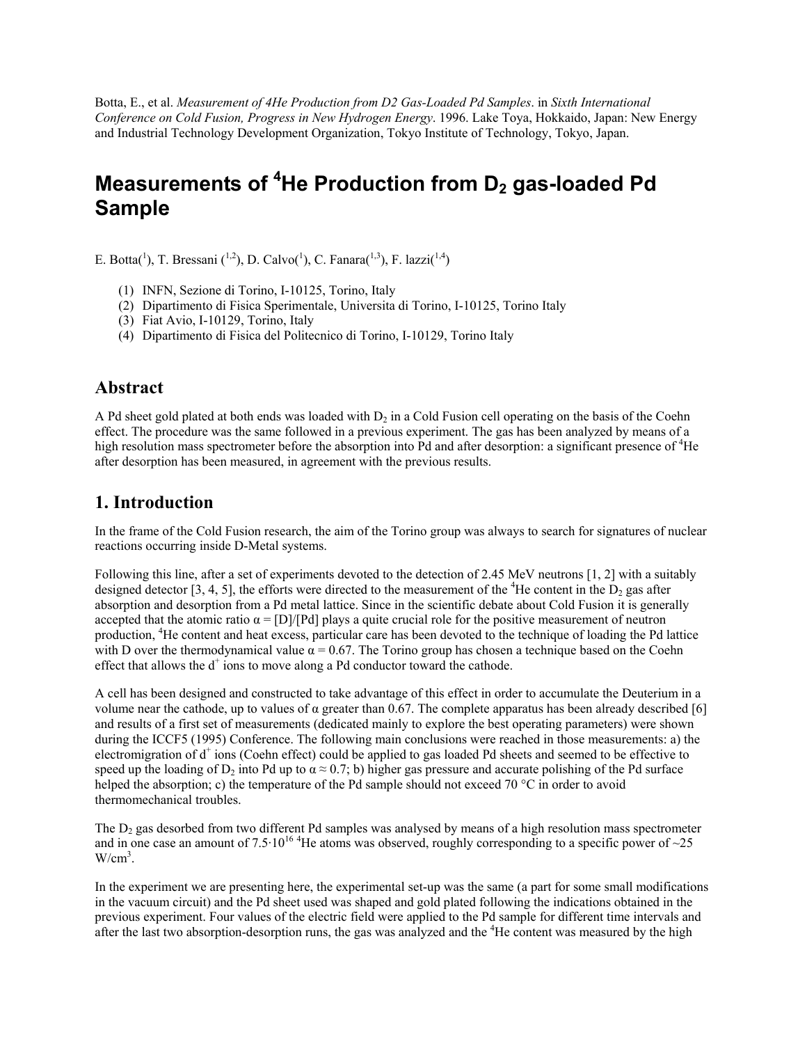Botta, E., et al. *Measurement of 4He Production from D2 Gas-Loaded Pd Samples*. in *Sixth International Conference on Cold Fusion, Progress in New Hydrogen Energy*. 1996. Lake Toya, Hokkaido, Japan: New Energy and Industrial Technology Development Organization, Tokyo Institute of Technology, Tokyo, Japan.

# Measurements of $^4He$ Production from $D_2$ gas-loaded Pd Sample

E. Botta([1]), T. Bressani ([1,2]), D. Calvo([1]), C. Fanara([1,3]), F. lazzi([1,4])

1. INFN, Sezione di Torino, I-10125, Torino, Italy
2. Dipartimento di Fisica Sperimentale, Universita di Torino, I-10125, Torino Italy
3. Fiat Avio, I-10129, Torino, Italy
4. Dipartimento di Fisica del Politecnico di Torino, I-10129, Torino Italy

## Abstract

A Pd sheet gold plated at both ends was loaded with $D_2$ in a Cold Fusion cell operating on the basis of the Coehn effect. The procedure was the same followed in a previous experiment. The gas has been analyzed by means of a high resolution mass spectrometer before the absorption into Pd and after desorption: a significant presence of $^4He$ after desorption has been measured, in agreement with the previous results.

## 1. Introduction

In the frame of the Cold Fusion research, the aim of the Torino group was always to search for signatures of nuclear reactions occurring inside D-Metal systems.

Following this line, after a set of experiments devoted to the detection of 2.45 MeV neutrons [1, 2] with a suitably designed detector [3, 4, 5], the efforts were directed to the measurement of the $^4He$ content in the $D_2$ gas after absorption and desorption from a Pd metal lattice. Since in the scientific debate about Cold Fusion it is generally accepted that the atomic ratio $\alpha = [D]/[Pd]$ plays a quite crucial role for the positive measurement of neutron production, $^4He$ content and heat excess, particular care has been devoted to the technique of loading the Pd lattice with D over the thermodynamical value $\alpha = 0.67$. The Torino group has chosen a technique based on the Coehn effect that allows the $d^+$ ions to move along a Pd conductor toward the cathode.

A cell has been designed and constructed to take advantage of this effect in order to accumulate the Deuterium in a volume near the cathode, up to values of $\alpha$ greater than 0.67. The complete apparatus has been already described [6] and results of a first set of measurements (dedicated mainly to explore the best operating parameters) were shown during the ICCF5 (1995) Conference. The following main conclusions were reached in those measurements: a) the electromigration of $d^+$ ions (Coehn effect) could be applied to gas loaded Pd sheets and seemed to be effective to speed up the loading of $D_2$ into Pd up to $\alpha \approx 0.7$; b) higher gas pressure and accurate polishing of the Pd surface helped the absorption; c) the temperature of the Pd sample should not exceed 70 °C in order to avoid thermomechanical troubles.

The $D_2$ gas desorbed from two different Pd samples was analysed by means of a high resolution mass spectrometer and in one case an amount of $7.5 \cdot 10^{16}$ $^4He$ atoms was observed, roughly corresponding to a specific power of ~25 $W/cm^3$.

In the experiment we are presenting here, the experimental set-up was the same (a part for some small modifications in the vacuum circuit) and the Pd sheet used was shaped and gold plated following the indications obtained in the previous experiment. Four values of the electric field were applied to the Pd sample for different time intervals and after the last two absorption-desorption runs, the gas was analyzed and the $^4He$ content was measured by the high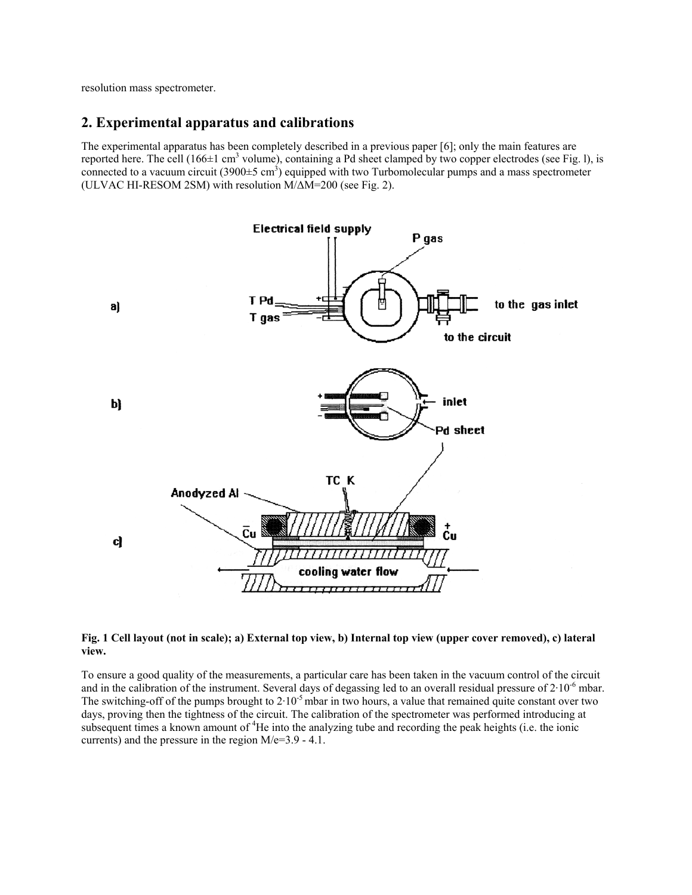resolution mass spectrometer.

## 2. Experimental apparatus and calibrations

The experimental apparatus has been completely described in a previous paper [6]; only the main features are reported here. The cell (166±1 $cm^3$ volume), containing a Pd sheet clamped by two copper electrodes (see Fig. l), is connected to a vacuum circuit (3900±5 $cm^3$) equipped with two Turbomolecular pumps and a mass spectrometer (ULVAC HI-RESOM 2SM) with resolution $M/\Delta M=200$ (see Fig. 2).

**Fig. 1 Cell layout (not in scale); a) External top view, b) Internal top view (upper cover removed), c) lateral view.**

To ensure a good quality of the measurements, a particular care has been taken in the vacuum control of the circuit and in the calibration of the instrument. Several days of degassing led to an overall residual pressure of $2 \cdot 10^{-6}$ mbar. The switching-off of the pumps brought to $2 \cdot 10^{-5}$ mbar in two hours, a value that remained quite constant over two days, proving then the tightness of the circuit. The calibration of the spectrometer was performed introducing at subsequent times a known amount of $^4He$ into the analyzing tube and recording the peak heights (i.e. the ionic currents) and the pressure in the region M/e=3.9 - 4.1.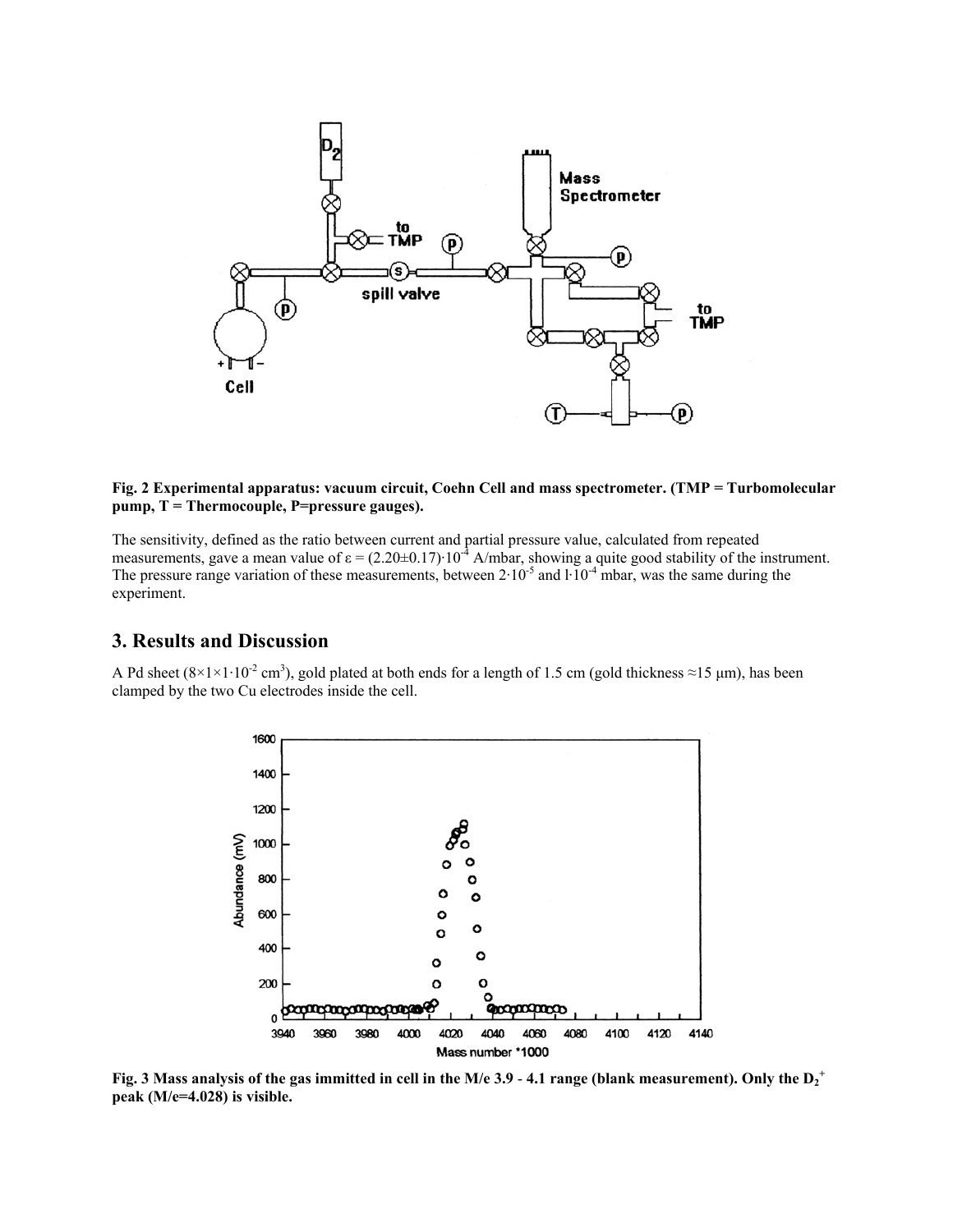Fig. 2 Experimental apparatus: vacuum circuit, Coehn Cell and mass spectrometer. (TMP = Turbomolecular pump, T = Thermocouple, P=pressure gauges).

The sensitivity, defined as the ratio between current and partial pressure value, calculated from repeated measurements, gave a mean value of $\varepsilon = (2.20 \pm 0.17) \cdot 10^{-4}$ A/mbar, showing a quite good stability of the instrument. The pressure range variation of these measurements, between $2 \cdot 10^{-5}$ and $1 \cdot 10^{-4}$ mbar, was the same during the experiment.

## 3. Results and Discussion

A Pd sheet ($8 \times 1 \times 1 \cdot 10^{-2}$ cm$^3$), gold plated at both ends for a length of 1.5 cm (gold thickness ≈15 μm), has been clamped by the two Cu electrodes inside the cell.

**Fig. 3 Mass analysis of the gas immitted in cell in the M/e 3.9 - 4.1 range (blank measurement). Only the $D_2^+$ peak (M/e=4.028) is visible.**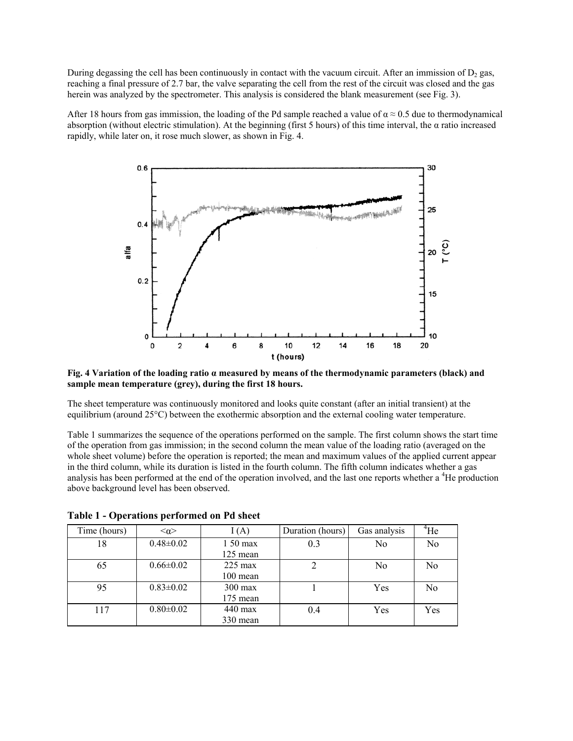During degassing the cell has been continuously in contact with the vacuum circuit. After an immission of $D_2$ gas, reaching a final pressure of 2.7 bar, the valve separating the cell from the rest of the circuit was closed and the gas herein was analyzed by the spectrometer. This analysis is considered the blank measurement (see Fig. 3).

After 18 hours from gas immission, the loading of the Pd sample reached a value of $\alpha \approx 0.5$ due to thermodynamical absorption (without electric stimulation). At the beginning (first 5 hours) of this time interval, the α ratio increased rapidly, while later on, it rose much slower, as shown in Fig. 4.

**Fig. 4 Variation of the loading ratio α measured by means of the thermodynamic parameters (black) and sample mean temperature (grey), during the first 18 hours.**

The sheet temperature was continuously monitored and looks quite constant (after an initial transient) at the equilibrium (around 25°C) between the exothermic absorption and the external cooling water temperature.

Table 1 summarizes the sequence of the operations performed on the sample. The first column shows the start time of the operation from gas immission; in the second column the mean value of the loading ratio (averaged on the whole sheet volume) before the operation is reported; the mean and maximum values of the applied current appear in the third column, while its duration is listed in the fourth column. The fifth column indicates whether a gas analysis has been performed at the end of the operation involved, and the last one reports whether a $^4He$ production above background level has been observed.

**Table 1 - Operations performed on Pd sheet**

| Time (hours) | $<\alpha>$ | I (A) | Duration (hours) | Gas analysis | $^4He$ |
|---|---|---|---|---|---|
| 18 | 0.48±0.02 | 1 50 max<br>125 mean | 0.3 | No | No |
| 65 | 0.66±0.02 | 225 max<br>100 mean | 2 | No | No |
| 95 | 0.83±0.02 | 300 max<br>175 mean | 1 | Yes | No |
| 117 | 0.80±0.02 | 440 max<br>330 mean | 0.4 | Yes | Yes |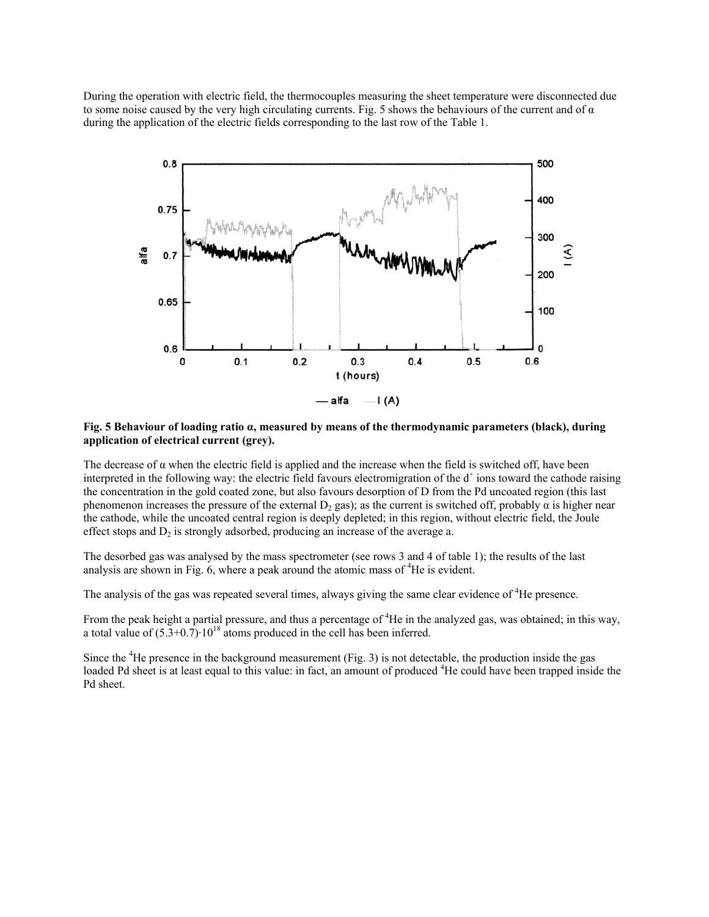During the operation with electric field, the thermocouples measuring the sheet temperature were disconnected due to some noise caused by the very high circulating currents. Fig. 5 shows the behaviours of the current and of α during the application of the electric fields corresponding to the last row of the Table 1.

**Fig. 5 Behaviour of loading ratio α, measured by means of the thermodynamic parameters (black), during application of electrical current (grey).**

The decrease of α when the electric field is applied and the increase when the field is switched off, have been interpreted in the following way: the electric field favours electromigration of the $d^+$ ions toward the cathode raising the concentration in the gold coated zone, but also favours desorption of D from the Pd uncoated region (this last phenomenon increases the pressure of the external $D_2$ gas); as the current is switched off, probably α is higher near the cathode, while the uncoated central region is deeply depleted; in this region, without electric field, the Joule effect stops and $D_2$ is strongly adsorbed, producing an increase of the average a.

The desorbed gas was analysed by the mass spectrometer (see rows 3 and 4 of table 1); the results of the last analysis are shown in Fig. 6, where a peak around the atomic mass of $^4$He is evident.

The analysis of the gas was repeated several times, always giving the same clear evidence of $^4$He presence.

From the peak height a partial pressure, and thus a percentage of $^4$He in the analyzed gas, was obtained; in this way, a total value of $(5.3+0.7)\cdot 10^{18}$ atoms produced in the cell has been inferred.

Since the $^4$He presence in the background measurement (Fig. 3) is not detectable, the production inside the gas loaded Pd sheet is at least equal to this value: in fact, an amount of produced $^4$He could have been trapped inside the Pd sheet.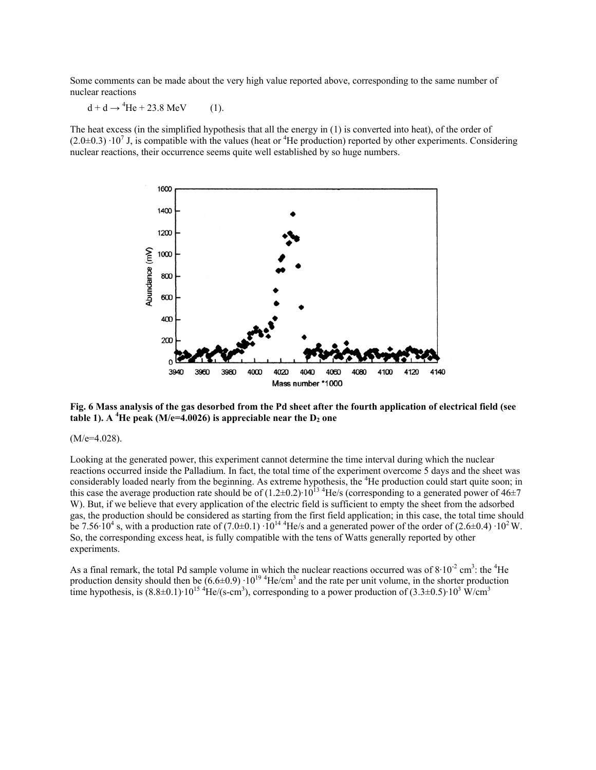Some comments can be made about the very high value reported above, corresponding to the same number of nuclear reactions

$$d + d \rightarrow {}^4He + 23.8 \text{ MeV} \qquad (1).$$

The heat excess (in the simplified hypothesis that all the energy in (1) is converted into heat), of the order of $(2.0\pm0.3) \cdot 10^7$ J, is compatible with the values (heat or $^4He$ production) reported by other experiments. Considering nuclear reactions, their occurrence seems quite well established by so huge numbers.

**Fig. 6 Mass analysis of the gas desorbed from the Pd sheet after the fourth application of electrical field (see table 1). A $^4He$ peak (M/e=4.0026) is appreciable near the $D_2$ one**

(M/e=4.028).

Looking at the generated power, this experiment cannot determine the time interval during which the nuclear reactions occurred inside the Palladium. In fact, the total time of the experiment overcome 5 days and the sheet was considerably loaded nearly from the beginning. As extreme hypothesis, the $^4He$ production could start quite soon; in this case the average production rate should be of $(1.2\pm0.2)\cdot10^{13}$ $^4He$/s (corresponding to a generated power of 46±7 W). But, if we believe that every application of the electric field is sufficient to empty the sheet from the adsorbed gas, the production should be considered as starting from the first field application; in this case, the total time should be $7.56\cdot10^4$ s, with a production rate of $(7.0\pm0.1) \cdot10^{14}$ $^4He$/s and a generated power of the order of $(2.6\pm0.4) \cdot10^2$ W. So, the corresponding excess heat, is fully compatible with the tens of Watts generally reported by other experiments.

As a final remark, the total Pd sample volume in which the nuclear reactions occurred was of $8\cdot10^{-2}$ cm$^3$: the $^4He$ production density should then be $(6.6\pm0.9) \cdot10^{19}$ $^4He$/cm$^3$ and the rate per unit volume, in the shorter production time hypothesis, is $(8.8\pm0.1)\cdot10^{15}$ $^4He$/(s-cm$^3$), corresponding to a power production of $(3.3\pm0.5)\cdot10^3$ W/cm$^3$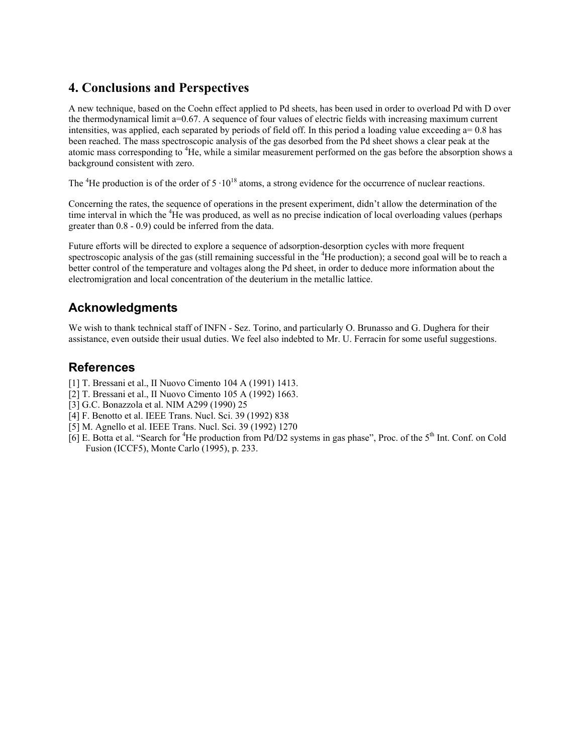## 4. Conclusions and Perspectives

A new technique, based on the Coehn effect applied to Pd sheets, has been used in order to overload Pd with D over the thermodynamical limit a=0.67. A sequence of four values of electric fields with increasing maximum current intensities, was applied, each separated by periods of field off. In this period a loading value exceeding a= 0.8 has been reached. The mass spectroscopic analysis of the gas desorbed from the Pd sheet shows a clear peak at the atomic mass corresponding to $^4$He, while a similar measurement performed on the gas before the absorption shows a background consistent with zero.

The $^4$He production is of the order of $5 \cdot 10^{18}$ atoms, a strong evidence for the occurrence of nuclear reactions.

Concerning the rates, the sequence of operations in the present experiment, didn't allow the determination of the time interval in which the $^4$He was produced, as well as no precise indication of local overloading values (perhaps greater than 0.8 - 0.9) could be inferred from the data.

Future efforts will be directed to explore a sequence of adsorption-desorption cycles with more frequent spectroscopic analysis of the gas (still remaining successful in the $^4$He production); a second goal will be to reach a better control of the temperature and voltages along the Pd sheet, in order to deduce more information about the electromigration and local concentration of the deuterium in the metallic lattice.

## Acknowledgments

We wish to thank technical staff of INFN - Sez. Torino, and particularly O. Brunasso and G. Dughera for their assistance, even outside their usual duties. We feel also indebted to Mr. U. Ferracin for some useful suggestions.

## References

[1] T. Bressani et al., Il Nuovo Cimento 104 A (1991) 1413.
[2] T. Bressani et al., Il Nuovo Cimento 105 A (1992) 1663.
[3] G.C. Bonazzola et al. NIM A299 (1990) 25
[4] F. Benotto et al. IEEE Trans. Nucl. Sci. 39 (1992) 838
[5] M. Agnello et al. IEEE Trans. Nucl. Sci. 39 (1992) 1270
[6] E. Botta et al. "Search for $^4$He production from Pd/D2 systems in gas phase", Proc. of the 5th Int. Conf. on Cold Fusion (ICCF5), Monte Carlo (1995), p. 233.